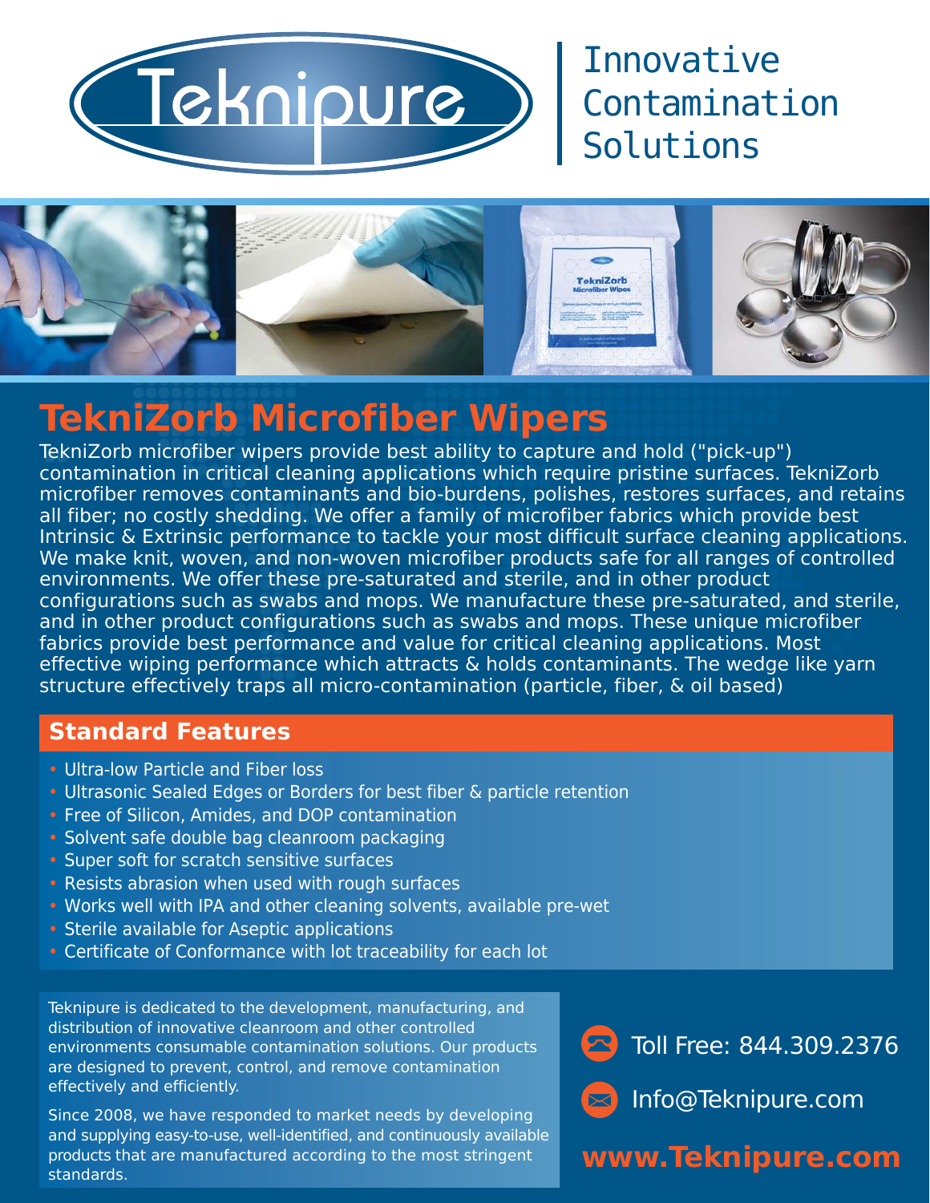Teknipure

Innovative Contamination Solutions

# TekniZorb Microfiber Wipers

TekniZorb microfiber wipers provide best ability to capture and hold ("pick-up") contamination in critical cleaning applications which require pristine surfaces. TekniZorb microfiber removes contaminants and bio-burdens, polishes, restores surfaces, and retains all fiber; no costly shedding. We offer a family of microfiber fabrics which provide best Intrinsic & Extrinsic performance to tackle your most difficult surface cleaning applications. We make knit, woven, and non-woven microfiber products safe for all ranges of controlled environments. We offer these pre-saturated and sterile, and in other product configurations such as swabs and mops. We manufacture these pre-saturated, and sterile, and in other product configurations such as swabs and mops. These unique microfiber fabrics provide best performance and value for critical cleaning applications. Most effective wiping performance which attracts & holds contaminants. The wedge like yarn structure effectively traps all micro-contamination (particle, fiber, & oil based)

## Standard Features

- Ultra-low Particle and Fiber loss
- Ultrasonic Sealed Edges or Borders for best fiber & particle retention
- Free of Silicon, Amides, and DOP contamination
- Solvent safe double bag cleanroom packaging
- Super soft for scratch sensitive surfaces
- Resists abrasion when used with rough surfaces
- Works well with IPA and other cleaning solvents, available pre-wet
- Sterile available for Aseptic applications
- Certificate of Conformance with lot traceability for each lot

Teknipure is dedicated to the development, manufacturing, and distribution of innovative cleanroom and other controlled environments consumable contamination solutions. Our products are designed to prevent, control, and remove contamination effectively and efficiently.

Since 2008, we have responded to market needs by developing and supplying easy-to-use, well-identified, and continuously available products that are manufactured according to the most stringent standards.

Toll Free: 844.309.2376

Info@Teknipure.com

**www.Teknipure.com**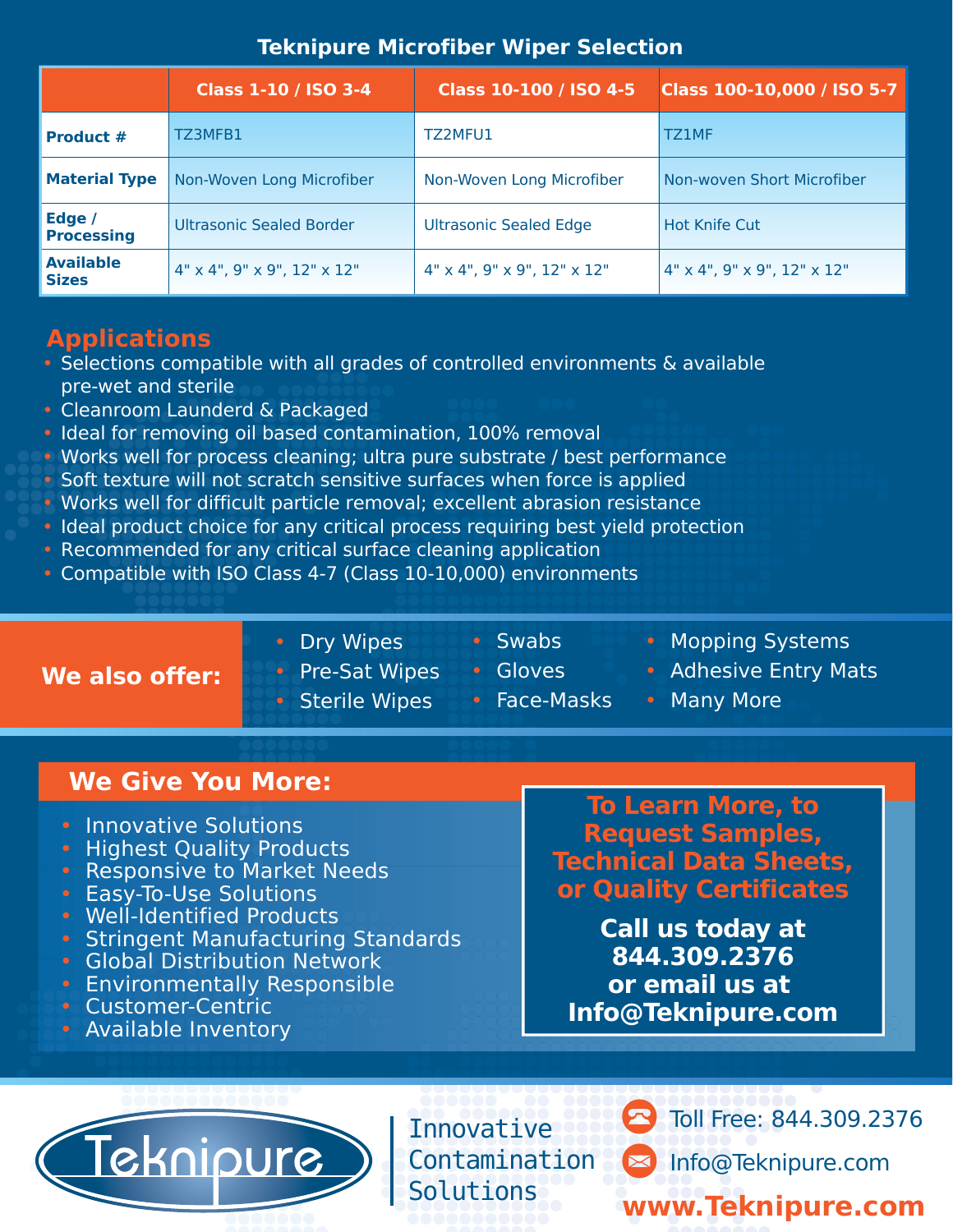## Teknipure Microfiber Wiper Selection

| | Class 1-10 / ISO 3-4 | Class 10-100 / ISO 4-5 | Class 100-10,000 / ISO 5-7 |
|---|---|---|---|
| **Product #** | TZ3MFB1 | TZ2MFU1 | TZ1MF |
| **Material Type** | Non-Woven Long Microfiber | Non-Woven Long Microfiber | Non-woven Short Microfiber |
| **Edge / Processing** | Ultrasonic Sealed Border | Ultrasonic Sealed Edge | Hot Knife Cut |
| **Available Sizes** | 4" x 4", 9" x 9", 12" x 12" | 4" x 4", 9" x 9", 12" x 12" | 4" x 4", 9" x 9", 12" x 12" |

## Applications

- Selections compatible with all grades of controlled environments & available pre-wet and sterile
- Cleanroom Launderd & Packaged
- Ideal for removing oil based contamination, 100% removal
- Works well for process cleaning; ultra pure substrate / best performance
- Soft texture will not scratch sensitive surfaces when force is applied
- Works well for difficult particle removal; excellent abrasion resistance
- Ideal product choice for any critical process requiring best yield protection
- Recommended for any critical surface cleaning application
- Compatible with ISO Class 4-7 (Class 10-10,000) environments

**We also offer:**

- Dry Wipes
- Pre-Sat Wipes
- Sterile Wipes
- Swabs
- Gloves
- Face-Masks
- Mopping Systems
- Adhesive Entry Mats
- Many More

## We Give You More:

- Innovative Solutions
- Highest Quality Products
- Responsive to Market Needs
- Easy-To-Use Solutions
- Well-Identified Products
- Stringent Manufacturing Standards
- Global Distribution Network
- Environmentally Responsible
- Customer-Centric
- Available Inventory

**To Learn More, to Request Samples, Technical Data Sheets, or Quality Certificates**

**Call us today at 844.309.2376 or email us at Info@Teknipure.com**

Teknipure

Innovative Contamination Solutions

Toll Free: 844.309.2376

Info@Teknipure.com

**www.Teknipure.com**